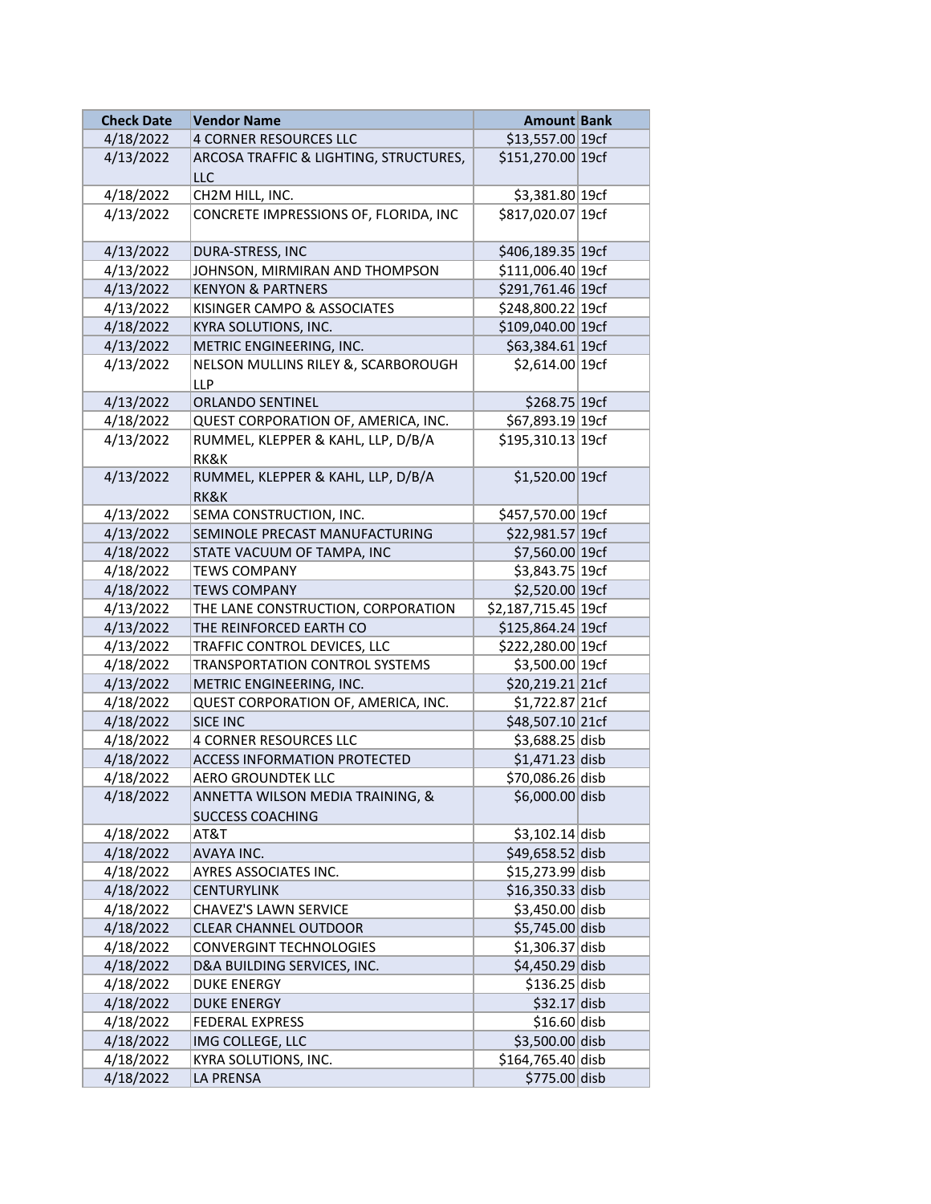| Check Date | Vendor Name | Amount | Bank |
|---|---|---|---|
| 4/18/2022 | 4 CORNER RESOURCES LLC | $13,557.00 | 19cf |
| 4/13/2022 | ARCOSA TRAFFIC & LIGHTING, STRUCTURES, LLC | $151,270.00 | 19cf |
| 4/18/2022 | CH2M HILL, INC. | $3,381.80 | 19cf |
| 4/13/2022 | CONCRETE IMPRESSIONS OF, FLORIDA, INC | $817,020.07 | 19cf |
| 4/13/2022 | DURA-STRESS, INC | $406,189.35 | 19cf |
| 4/13/2022 | JOHNSON, MIRMIRAN AND THOMPSON | $111,006.40 | 19cf |
| 4/13/2022 | KENYON & PARTNERS | $291,761.46 | 19cf |
| 4/13/2022 | KISINGER CAMPO & ASSOCIATES | $248,800.22 | 19cf |
| 4/18/2022 | KYRA SOLUTIONS, INC. | $109,040.00 | 19cf |
| 4/13/2022 | METRIC ENGINEERING, INC. | $63,384.61 | 19cf |
| 4/13/2022 | NELSON MULLINS RILEY &, SCARBOROUGH LLP | $2,614.00 | 19cf |
| 4/13/2022 | ORLANDO SENTINEL | $268.75 | 19cf |
| 4/18/2022 | QUEST CORPORATION OF, AMERICA, INC. | $67,893.19 | 19cf |
| 4/13/2022 | RUMMEL, KLEPPER & KAHL, LLP, D/B/A RK&K | $195,310.13 | 19cf |
| 4/13/2022 | RUMMEL, KLEPPER & KAHL, LLP, D/B/A RK&K | $1,520.00 | 19cf |
| 4/13/2022 | SEMA CONSTRUCTION, INC. | $457,570.00 | 19cf |
| 4/13/2022 | SEMINOLE PRECAST MANUFACTURING | $22,981.57 | 19cf |
| 4/18/2022 | STATE VACUUM OF TAMPA, INC | $7,560.00 | 19cf |
| 4/18/2022 | TEWS COMPANY | $3,843.75 | 19cf |
| 4/18/2022 | TEWS COMPANY | $2,520.00 | 19cf |
| 4/13/2022 | THE LANE CONSTRUCTION, CORPORATION | $2,187,715.45 | 19cf |
| 4/13/2022 | THE REINFORCED EARTH CO | $125,864.24 | 19cf |
| 4/13/2022 | TRAFFIC CONTROL DEVICES, LLC | $222,280.00 | 19cf |
| 4/18/2022 | TRANSPORTATION CONTROL SYSTEMS | $3,500.00 | 19cf |
| 4/13/2022 | METRIC ENGINEERING, INC. | $20,219.21 | 21cf |
| 4/18/2022 | QUEST CORPORATION OF, AMERICA, INC. | $1,722.87 | 21cf |
| 4/18/2022 | SICE INC | $48,507.10 | 21cf |
| 4/18/2022 | 4 CORNER RESOURCES LLC | $3,688.25 | disb |
| 4/18/2022 | ACCESS INFORMATION PROTECTED | $1,471.23 | disb |
| 4/18/2022 | AERO GROUNDTEK LLC | $70,086.26 | disb |
| 4/18/2022 | ANNETTA WILSON MEDIA TRAINING, & SUCCESS COACHING | $6,000.00 | disb |
| 4/18/2022 | AT&T | $3,102.14 | disb |
| 4/18/2022 | AVAYA INC. | $49,658.52 | disb |
| 4/18/2022 | AYRES ASSOCIATES INC. | $15,273.99 | disb |
| 4/18/2022 | CENTURYLINK | $16,350.33 | disb |
| 4/18/2022 | CHAVEZ'S LAWN SERVICE | $3,450.00 | disb |
| 4/18/2022 | CLEAR CHANNEL OUTDOOR | $5,745.00 | disb |
| 4/18/2022 | CONVERGINT TECHNOLOGIES | $1,306.37 | disb |
| 4/18/2022 | D&A BUILDING SERVICES, INC. | $4,450.29 | disb |
| 4/18/2022 | DUKE ENERGY | $136.25 | disb |
| 4/18/2022 | DUKE ENERGY | $32.17 | disb |
| 4/18/2022 | FEDERAL EXPRESS | $16.60 | disb |
| 4/18/2022 | IMG COLLEGE, LLC | $3,500.00 | disb |
| 4/18/2022 | KYRA SOLUTIONS, INC. | $164,765.40 | disb |
| 4/18/2022 | LA PRENSA | $775.00 | disb |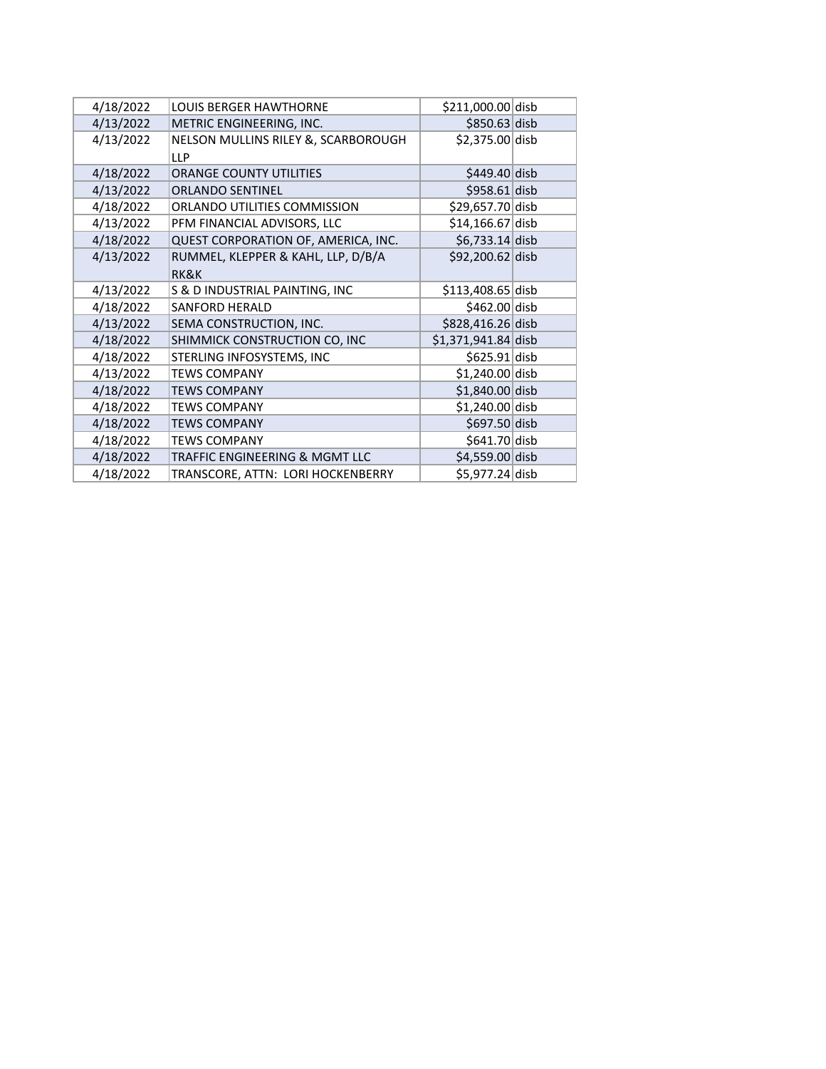| | | | |
|---|---|---|---|
| 4/18/2022 | LOUIS BERGER HAWTHORNE | $211,000.00 | disb |
| 4/13/2022 | METRIC ENGINEERING, INC. | $850.63 | disb |
| 4/13/2022 | NELSON MULLINS RILEY &, SCARBOROUGH LLP | $2,375.00 | disb |
| 4/18/2022 | ORANGE COUNTY UTILITIES | $449.40 | disb |
| 4/13/2022 | ORLANDO SENTINEL | $958.61 | disb |
| 4/18/2022 | ORLANDO UTILITIES COMMISSION | $29,657.70 | disb |
| 4/13/2022 | PFM FINANCIAL ADVISORS, LLC | $14,166.67 | disb |
| 4/18/2022 | QUEST CORPORATION OF, AMERICA, INC. | $6,733.14 | disb |
| 4/13/2022 | RUMMEL, KLEPPER & KAHL, LLP, D/B/A RK&K | $92,200.62 | disb |
| 4/13/2022 | S & D INDUSTRIAL PAINTING, INC | $113,408.65 | disb |
| 4/18/2022 | SANFORD HERALD | $462.00 | disb |
| 4/13/2022 | SEMA CONSTRUCTION, INC. | $828,416.26 | disb |
| 4/18/2022 | SHIMMICK CONSTRUCTION CO, INC | $1,371,941.84 | disb |
| 4/18/2022 | STERLING INFOSYSTEMS, INC | $625.91 | disb |
| 4/13/2022 | TEWS COMPANY | $1,240.00 | disb |
| 4/18/2022 | TEWS COMPANY | $1,840.00 | disb |
| 4/18/2022 | TEWS COMPANY | $1,240.00 | disb |
| 4/18/2022 | TEWS COMPANY | $697.50 | disb |
| 4/18/2022 | TEWS COMPANY | $641.70 | disb |
| 4/18/2022 | TRAFFIC ENGINEERING & MGMT LLC | $4,559.00 | disb |
| 4/18/2022 | TRANSCORE, ATTN: LORI HOCKENBERRY | $5,977.24 | disb |